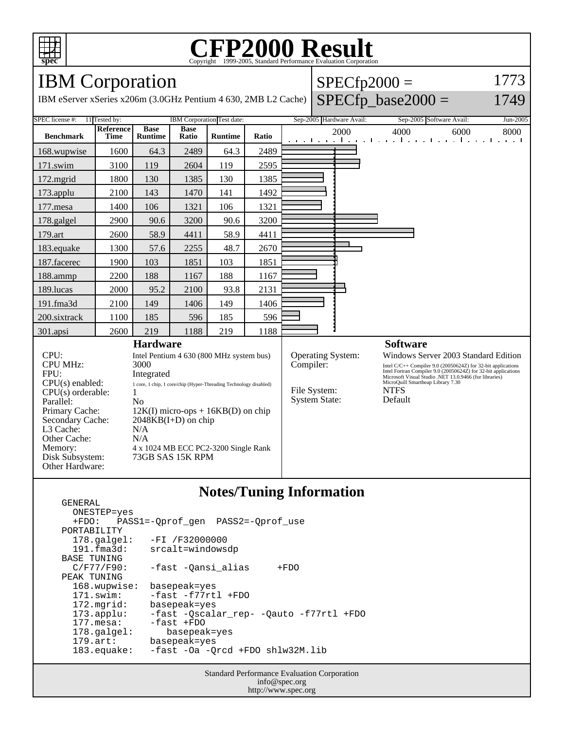# CFP2000 Result

Copyright 1999-2005, Standard Performance Evaluation Corporation

## IBM Corporation

IBM eServer xSeries x206m (3.0GHz Pentium 4 630, 2MB L2 Cache)

SPECfp2000 = 1773

SPECfp_base2000 = 1749

SPEC license #: 11 | Tested by: IBM Corporation | Test date: Sep-2005 | Hardware Avail: Sep-2005 | Software Avail: Jun-2005

| Benchmark | Reference Time | Base Runtime | Base Ratio | Runtime | Ratio |
|---|---|---|---|---|---|
| 168.wupwise | 1600 | 64.3 | 2489 | 64.3 | 2489 |
| 171.swim | 3100 | 119 | 2604 | 119 | 2595 |
| 172.mgrid | 1800 | 130 | 1385 | 130 | 1385 |
| 173.applu | 2100 | 143 | 1470 | 141 | 1492 |
| 177.mesa | 1400 | 106 | 1321 | 106 | 1321 |
| 178.galgel | 2900 | 90.6 | 3200 | 90.6 | 3200 |
| 179.art | 2600 | 58.9 | 4411 | 58.9 | 4411 |
| 183.equake | 1300 | 57.6 | 2255 | 48.7 | 2670 |
| 187.facerec | 1900 | 103 | 1851 | 103 | 1851 |
| 188.ammp | 2200 | 188 | 1167 | 188 | 1167 |
| 189.lucas | 2000 | 95.2 | 2100 | 93.8 | 2131 |
| 191.fma3d | 2100 | 149 | 1406 | 149 | 1406 |
| 200.sixtrack | 1100 | 185 | 596 | 185 | 596 |
| 301.apsi | 2600 | 219 | 1188 | 219 | 1188 |

### Hardware

| | |
|---|---|
| CPU: | Intel Pentium 4 630 (800 MHz system bus) |
| CPU MHz: | 3000 |
| FPU: | Integrated |
| CPU(s) enabled: | 1 core, 1 chip, 1 core/chip (Hyper-Threading Technology disabled) |
| CPU(s) orderable: | 1 |
| Parallel: | No |
| Primary Cache: | 12K(I) micro-ops + 16KB(D) on chip |
| Secondary Cache: | 2048KB(I+D) on chip |
| L3 Cache: | N/A |
| Other Cache: | N/A |
| Memory: | 4 x 1024 MB ECC PC2-3200 Single Rank |
| Disk Subsystem: | 73GB SAS 15K RPM |
| Other Hardware: | |

### Software

| | |
|---|---|
| Operating System: | Windows Server 2003 Standard Edition |
| Compiler: | Intel C/C++ Compiler 9.0 (20050624Z) for 32-bit applications<br>Intel Fortran Compiler 9.0 (20050624Z) for 32-bit applications<br>Microsoft Visual Studio .NET 13.0.9466 (for libraries)<br>MicroQuill Smartheap Library 7.30 |
| File System: | NTFS |
| System State: | Default |

## Notes/Tuning Information

```
GENERAL
  ONESTEP=yes
  +FDO:   PASS1=-Qprof_gen  PASS2=-Qprof_use
PORTABILITY
  178.galgel:   -FI /F32000000
  191.fma3d:    srcalt=windowsdp
BASE TUNING
  C/F77/F90:    -fast -Qansi_alias     +FDO
PEAK TUNING
  168.wupwise:  basepeak=yes
  171.swim:     -fast -f77rtl +FDO
  172.mgrid:    basepeak=yes
  173.applu:    -fast -Qscalar_rep- -Qauto -f77rtl +FDO
  177.mesa:     -fast +FDO
  178.galgel:      basepeak=yes
  179.art:      basepeak=yes
  183.equake:   -fast -Oa -Qrcd +FDO shlw32M.lib
```

Standard Performance Evaluation Corporation
info@spec.org
http://www.spec.org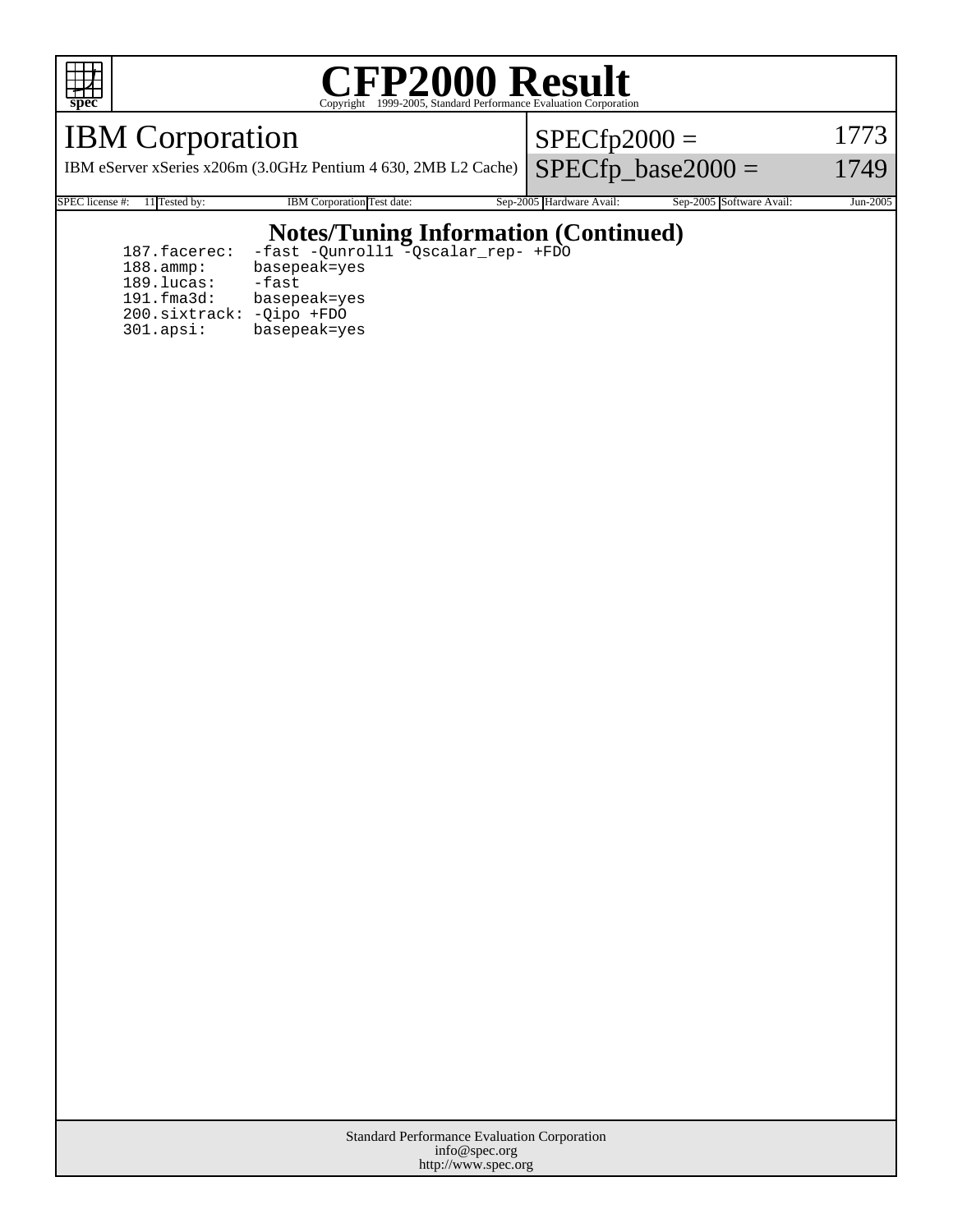# CFP2000 Result

Copyright 1999-2005, Standard Performance Evaluation Corporation

## IBM Corporation

IBM eServer xSeries x206m (3.0GHz Pentium 4 630, 2MB L2 Cache)

SPECfp2000 = 1773

SPECfp_base2000 = 1749

| SPEC license #: | 11 | Tested by: | IBM Corporation | Test date: | Sep-2005 | Hardware Avail: | Sep-2005 | Software Avail: | Jun-2005 |
|---|---|---|---|---|---|---|---|---|---|

### Notes/Tuning Information (Continued)

```
187.facerec:  -fast -Qunroll1 -Qscalar_rep- +FDO
188.ammp:     basepeak=yes
189.lucas:    -fast
191.fma3d:    basepeak=yes
200.sixtrack: -Qipo +FDO
301.apsi:     basepeak=yes
```

Standard Performance Evaluation Corporation
info@spec.org
http://www.spec.org